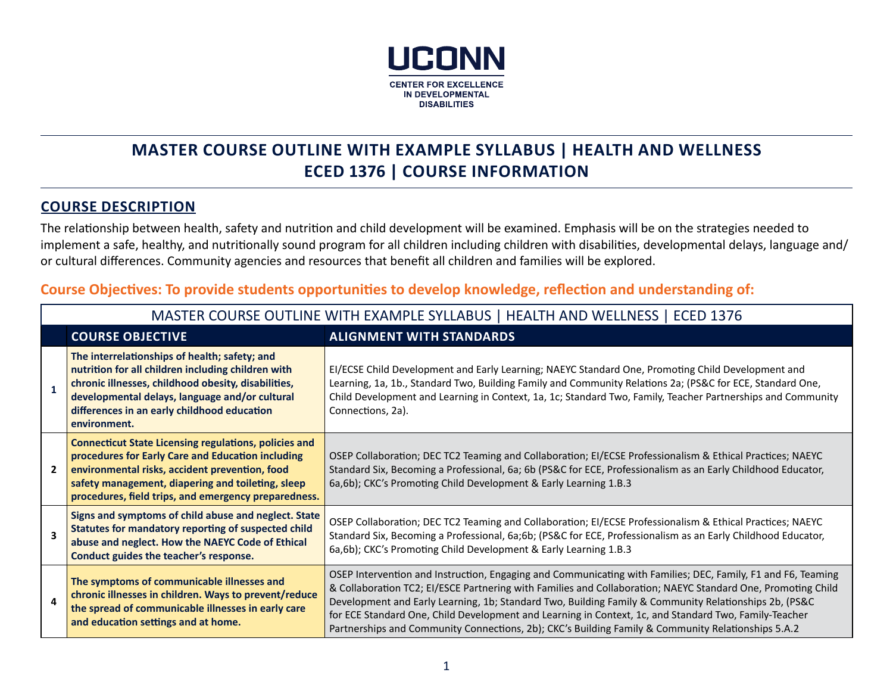UCONN

CENTER FOR EXCELLENCE IN DEVELOPMENTAL DISABILITIES

# MASTER COURSE OUTLINE WITH EXAMPLE SYLLABUS | HEALTH AND WELLNESS
# ECED 1376 | COURSE INFORMATION

## COURSE DESCRIPTION

The relationship between health, safety and nutrition and child development will be examined. Emphasis will be on the strategies needed to implement a safe, healthy, and nutritionally sound program for all children including children with disabilities, developmental delays, language and/ or cultural differences. Community agencies and resources that benefit all children and families will be explored.

### Course Objectives: To provide students opportunities to develop knowledge, reflection and understanding of:

MASTER COURSE OUTLINE WITH EXAMPLE SYLLABUS | HEALTH AND WELLNESS | ECED 1376

| | COURSE OBJECTIVE | ALIGNMENT WITH STANDARDS |
|---|---|---|
| 1 | **The interrelationships of health; safety; and nutrition for all children including children with chronic illnesses, childhood obesity, disabilities, developmental delays, language and/or cultural differences in an early childhood education environment.** | EI/ECSE Child Development and Early Learning; NAEYC Standard One, Promoting Child Development and Learning, 1a, 1b., Standard Two, Building Family and Community Relations 2a; (PS&C for ECE, Standard One, Child Development and Learning in Context, 1a, 1c; Standard Two, Family, Teacher Partnerships and Community Connections, 2a). |
| 2 | **Connecticut State Licensing regulations, policies and procedures for Early Care and Education including environmental risks, accident prevention, food safety management, diapering and toileting, sleep procedures, field trips, and emergency preparedness.** | OSEP Collaboration; DEC TC2 Teaming and Collaboration; EI/ECSE Professionalism & Ethical Practices; NAEYC Standard Six, Becoming a Professional, 6a; 6b (PS&C for ECE, Professionalism as an Early Childhood Educator, 6a,6b); CKC's Promoting Child Development & Early Learning 1.B.3 |
| 3 | **Signs and symptoms of child abuse and neglect. State Statutes for mandatory reporting of suspected child abuse and neglect. How the NAEYC Code of Ethical Conduct guides the teacher's response.** | OSEP Collaboration; DEC TC2 Teaming and Collaboration; EI/ECSE Professionalism & Ethical Practices; NAEYC Standard Six, Becoming a Professional, 6a;6b; (PS&C for ECE, Professionalism as an Early Childhood Educator, 6a,6b); CKC's Promoting Child Development & Early Learning 1.B.3 |
| 4 | **The symptoms of communicable illnesses and chronic illnesses in children. Ways to prevent/reduce the spread of communicable illnesses in early care and education settings and at home.** | OSEP Intervention and Instruction, Engaging and Communicating with Families; DEC, Family, F1 and F6, Teaming & Collaboration TC2; EI/ESCE Partnering with Families and Collaboration; NAEYC Standard One, Promoting Child Development and Early Learning, 1b; Standard Two, Building Family & Community Relationships 2b, (PS&C for ECE Standard One, Child Development and Learning in Context, 1c, and Standard Two, Family-Teacher Partnerships and Community Connections, 2b); CKC's Building Family & Community Relationships 5.A.2 |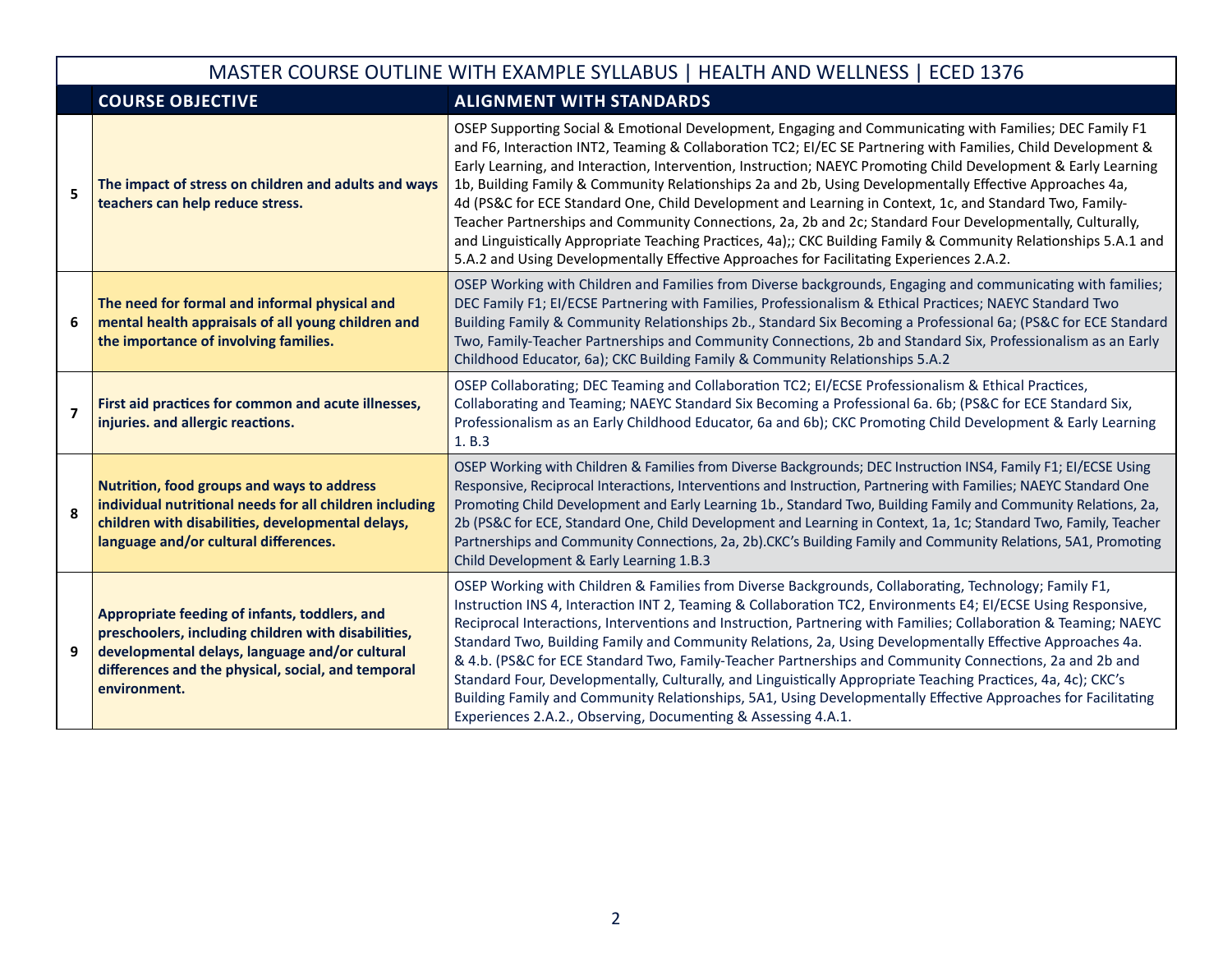| | MASTER COURSE OUTLINE WITH EXAMPLE SYLLABUS \| HEALTH AND WELLNESS \| ECED 1376 | |
|---|---|---|
| | **COURSE OBJECTIVE** | **ALIGNMENT WITH STANDARDS** |
| **5** | **The impact of stress on children and adults and ways teachers can help reduce stress.** | OSEP Supporting Social & Emotional Development, Engaging and Communicating with Families; DEC Family F1 and F6, Interaction INT2, Teaming & Collaboration TC2; EI/EC SE Partnering with Families, Child Development & Early Learning, and Interaction, Intervention, Instruction; NAEYC Promoting Child Development & Early Learning 1b, Building Family & Community Relationships 2a and 2b, Using Developmentally Effective Approaches 4a, 4d (PS&C for ECE Standard One, Child Development and Learning in Context, 1c, and Standard Two, Family-Teacher Partnerships and Community Connections, 2a, 2b and 2c; Standard Four Developmentally, Culturally, and Linguistically Appropriate Teaching Practices, 4a);; CKC Building Family & Community Relationships 5.A.1 and 5.A.2 and Using Developmentally Effective Approaches for Facilitating Experiences 2.A.2. |
| **6** | **The need for formal and informal physical and mental health appraisals of all young children and the importance of involving families.** | OSEP Working with Children and Families from Diverse backgrounds, Engaging and communicating with families; DEC Family F1; EI/ECSE Partnering with Families, Professionalism & Ethical Practices; NAEYC Standard Two Building Family & Community Relationships 2b., Standard Six Becoming a Professional 6a; (PS&C for ECE Standard Two, Family-Teacher Partnerships and Community Connections, 2b and Standard Six, Professionalism as an Early Childhood Educator, 6a); CKC Building Family & Community Relationships 5.A.2 |
| **7** | **First aid practices for common and acute illnesses, injuries. and allergic reactions.** | OSEP Collaborating; DEC Teaming and Collaboration TC2; EI/ECSE Professionalism & Ethical Practices, Collaborating and Teaming; NAEYC Standard Six Becoming a Professional 6a. 6b; (PS&C for ECE Standard Six, Professionalism as an Early Childhood Educator, 6a and 6b); CKC Promoting Child Development & Early Learning 1. B.3 |
| **8** | **Nutrition, food groups and ways to address individual nutritional needs for all children including children with disabilities, developmental delays, language and/or cultural differences.** | OSEP Working with Children & Families from Diverse Backgrounds; DEC Instruction INS4, Family F1; EI/ECSE Using Responsive, Reciprocal Interactions, Interventions and Instruction, Partnering with Families; NAEYC Standard One Promoting Child Development and Early Learning 1b., Standard Two, Building Family and Community Relations, 2a, 2b (PS&C for ECE, Standard One, Child Development and Learning in Context, 1a, 1c; Standard Two, Family, Teacher Partnerships and Community Connections, 2a, 2b).CKC's Building Family and Community Relations, 5A1, Promoting Child Development & Early Learning 1.B.3 |
| **9** | **Appropriate feeding of infants, toddlers, and preschoolers, including children with disabilities, developmental delays, language and/or cultural differences and the physical, social, and temporal environment.** | OSEP Working with Children & Families from Diverse Backgrounds, Collaborating, Technology; Family F1, Instruction INS 4, Interaction INT 2, Teaming & Collaboration TC2, Environments E4; EI/ECSE Using Responsive, Reciprocal Interactions, Interventions and Instruction, Partnering with Families; Collaboration & Teaming; NAEYC Standard Two, Building Family and Community Relations, 2a, Using Developmentally Effective Approaches 4a. & 4.b. (PS&C for ECE Standard Two, Family-Teacher Partnerships and Community Connections, 2a and 2b and Standard Four, Developmentally, Culturally, and Linguistically Appropriate Teaching Practices, 4a, 4c); CKC's Building Family and Community Relationships, 5A1, Using Developmentally Effective Approaches for Facilitating Experiences 2.A.2., Observing, Documenting & Assessing 4.A.1. |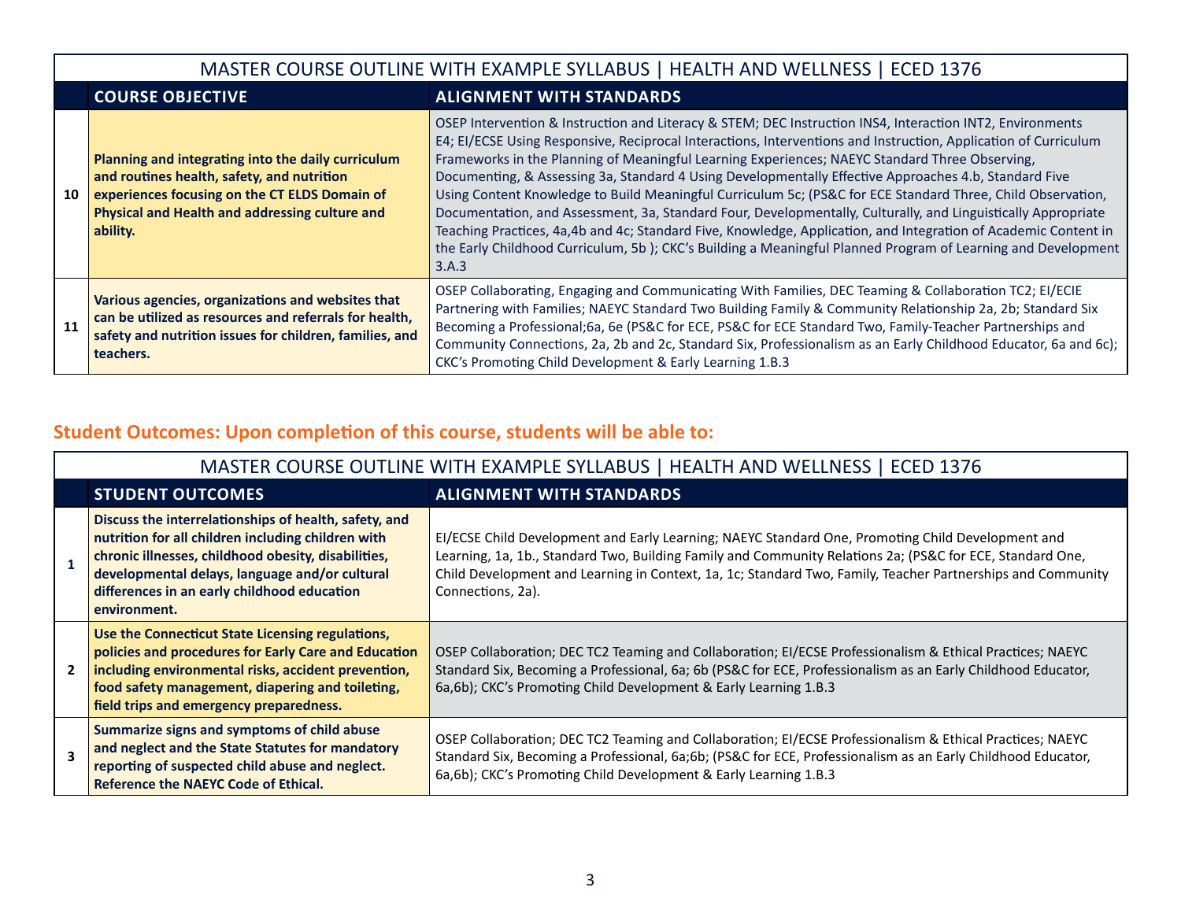| MASTER COURSE OUTLINE WITH EXAMPLE SYLLABUS \| HEALTH AND WELLNESS \| ECED 1376 | | |
|---|---|---|
| | **COURSE OBJECTIVE** | **ALIGNMENT WITH STANDARDS** |
| **10** | **Planning and integrating into the daily curriculum and routines health, safety, and nutrition experiences focusing on the CT ELDS Domain of Physical and Health and addressing culture and ability.** | OSEP Intervention & Instruction and Literacy & STEM; DEC Instruction INS4, Interaction INT2, Environments E4; EI/ECSE Using Responsive, Reciprocal Interactions, Interventions and Instruction, Application of Curriculum Frameworks in the Planning of Meaningful Learning Experiences; NAEYC Standard Three Observing, Documenting, & Assessing 3a, Standard 4 Using Developmentally Effective Approaches 4.b, Standard Five Using Content Knowledge to Build Meaningful Curriculum 5c; (PS&C for ECE Standard Three, Child Observation, Documentation, and Assessment, 3a, Standard Four, Developmentally, Culturally, and Linguistically Appropriate Teaching Practices, 4a,4b and 4c; Standard Five, Knowledge, Application, and Integration of Academic Content in the Early Childhood Curriculum, 5b ); CKC's Building a Meaningful Planned Program of Learning and Development 3.A.3 |
| **11** | **Various agencies, organizations and websites that can be utilized as resources and referrals for health, safety and nutrition issues for children, families, and teachers.** | OSEP Collaborating, Engaging and Communicating With Families, DEC Teaming & Collaboration TC2; EI/ECIE Partnering with Families; NAEYC Standard Two Building Family & Community Relationship 2a, 2b; Standard Six Becoming a Professional;6a, 6e (PS&C for ECE, PS&C for ECE Standard Two, Family-Teacher Partnerships and Community Connections, 2a, 2b and 2c, Standard Six, Professionalism as an Early Childhood Educator, 6a and 6c); CKC's Promoting Child Development & Early Learning 1.B.3 |

## Student Outcomes: Upon completion of this course, students will be able to:

| MASTER COURSE OUTLINE WITH EXAMPLE SYLLABUS \| HEALTH AND WELLNESS \| ECED 1376 | | |
|---|---|---|
| | **STUDENT OUTCOMES** | **ALIGNMENT WITH STANDARDS** |
| **1** | **Discuss the interrelationships of health, safety, and nutrition for all children including children with chronic illnesses, childhood obesity, disabilities, developmental delays, language and/or cultural differences in an early childhood education environment.** | EI/ECSE Child Development and Early Learning; NAEYC Standard One, Promoting Child Development and Learning, 1a, 1b., Standard Two, Building Family and Community Relations 2a; (PS&C for ECE, Standard One, Child Development and Learning in Context, 1a, 1c; Standard Two, Family, Teacher Partnerships and Community Connections, 2a). |
| **2** | **Use the Connecticut State Licensing regulations, policies and procedures for Early Care and Education including environmental risks, accident prevention, food safety management, diapering and toileting, field trips and emergency preparedness.** | OSEP Collaboration; DEC TC2 Teaming and Collaboration; EI/ECSE Professionalism & Ethical Practices; NAEYC Standard Six, Becoming a Professional, 6a; 6b (PS&C for ECE, Professionalism as an Early Childhood Educator, 6a,6b); CKC's Promoting Child Development & Early Learning 1.B.3 |
| **3** | **Summarize signs and symptoms of child abuse and neglect and the State Statutes for mandatory reporting of suspected child abuse and neglect. Reference the NAEYC Code of Ethical.** | OSEP Collaboration; DEC TC2 Teaming and Collaboration; EI/ECSE Professionalism & Ethical Practices; NAEYC Standard Six, Becoming a Professional, 6a;6b; (PS&C for ECE, Professionalism as an Early Childhood Educator, 6a,6b); CKC's Promoting Child Development & Early Learning 1.B.3 |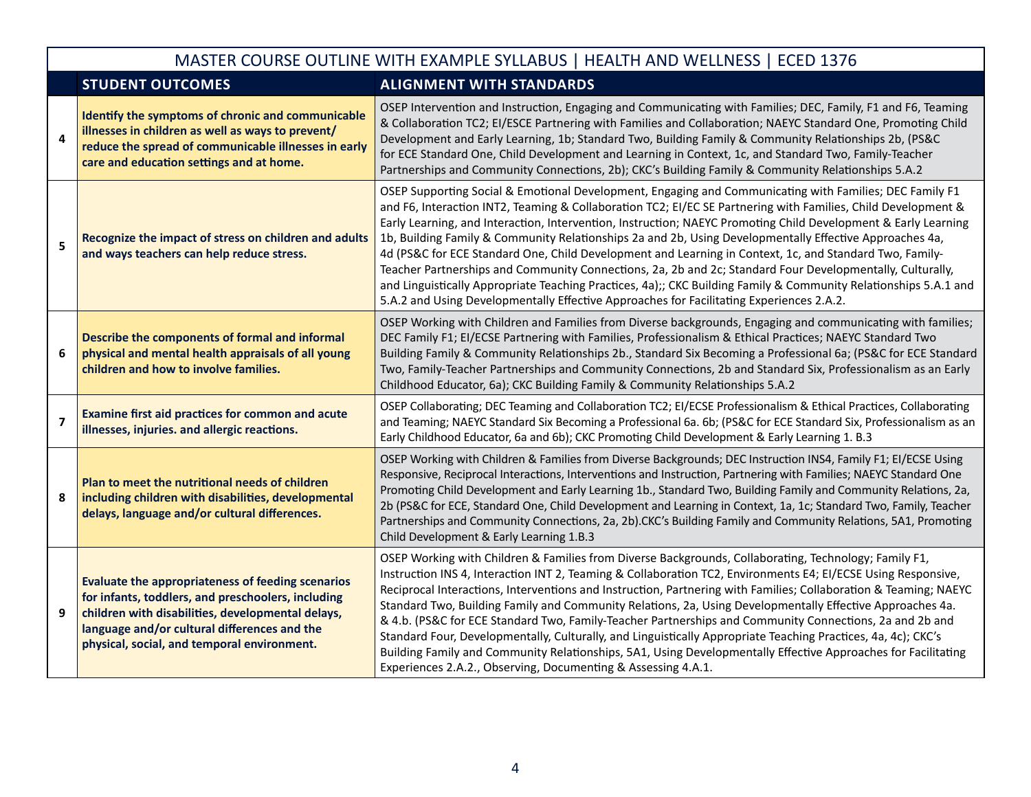| | MASTER COURSE OUTLINE WITH EXAMPLE SYLLABUS \| HEALTH AND WELLNESS \| ECED 1376 | |
|---|---|---|
| | **STUDENT OUTCOMES** | **ALIGNMENT WITH STANDARDS** |
| 4 | **Identify the symptoms of chronic and communicable illnesses in children as well as ways to prevent/ reduce the spread of communicable illnesses in early care and education settings and at home.** | OSEP Intervention and Instruction, Engaging and Communicating with Families; DEC, Family, F1 and F6, Teaming & Collaboration TC2; EI/ESCE Partnering with Families and Collaboration; NAEYC Standard One, Promoting Child Development and Early Learning, 1b; Standard Two, Building Family & Community Relationships 2b, (PS&C for ECE Standard One, Child Development and Learning in Context, 1c, and Standard Two, Family-Teacher Partnerships and Community Connections, 2b); CKC's Building Family & Community Relationships 5.A.2 |
| 5 | **Recognize the impact of stress on children and adults and ways teachers can help reduce stress.** | OSEP Supporting Social & Emotional Development, Engaging and Communicating with Families; DEC Family F1 and F6, Interaction INT2, Teaming & Collaboration TC2; EI/EC SE Partnering with Families, Child Development & Early Learning, and Interaction, Intervention, Instruction; NAEYC Promoting Child Development & Early Learning 1b, Building Family & Community Relationships 2a and 2b, Using Developmentally Effective Approaches 4a, 4d (PS&C for ECE Standard One, Child Development and Learning in Context, 1c, and Standard Two, Family-Teacher Partnerships and Community Connections, 2a, 2b and 2c; Standard Four Developmentally, Culturally, and Linguistically Appropriate Teaching Practices, 4a);; CKC Building Family & Community Relationships 5.A.1 and 5.A.2 and Using Developmentally Effective Approaches for Facilitating Experiences 2.A.2. |
| 6 | **Describe the components of formal and informal physical and mental health appraisals of all young children and how to involve families.** | OSEP Working with Children and Families from Diverse backgrounds, Engaging and communicating with families; DEC Family F1; EI/ECSE Partnering with Families, Professionalism & Ethical Practices; NAEYC Standard Two Building Family & Community Relationships 2b., Standard Six Becoming a Professional 6a; (PS&C for ECE Standard Two, Family-Teacher Partnerships and Community Connections, 2b and Standard Six, Professionalism as an Early Childhood Educator, 6a); CKC Building Family & Community Relationships 5.A.2 |
| 7 | **Examine first aid practices for common and acute illnesses, injuries. and allergic reactions.** | OSEP Collaborating; DEC Teaming and Collaboration TC2; EI/ECSE Professionalism & Ethical Practices, Collaborating and Teaming; NAEYC Standard Six Becoming a Professional 6a. 6b; (PS&C for ECE Standard Six, Professionalism as an Early Childhood Educator, 6a and 6b); CKC Promoting Child Development & Early Learning 1. B.3 |
| 8 | **Plan to meet the nutritional needs of children including children with disabilities, developmental delays, language and/or cultural differences.** | OSEP Working with Children & Families from Diverse Backgrounds; DEC Instruction INS4, Family F1; EI/ECSE Using Responsive, Reciprocal Interactions, Interventions and Instruction, Partnering with Families; NAEYC Standard One Promoting Child Development and Early Learning 1b., Standard Two, Building Family and Community Relations, 2a, 2b (PS&C for ECE, Standard One, Child Development and Learning in Context, 1a, 1c; Standard Two, Family, Teacher Partnerships and Community Connections, 2a, 2b).CKC's Building Family and Community Relations, 5A1, Promoting Child Development & Early Learning 1.B.3 |
| 9 | **Evaluate the appropriateness of feeding scenarios for infants, toddlers, and preschoolers, including children with disabilities, developmental delays, language and/or cultural differences and the physical, social, and temporal environment.** | OSEP Working with Children & Families from Diverse Backgrounds, Collaborating, Technology; Family F1, Instruction INS 4, Interaction INT 2, Teaming & Collaboration TC2, Environments E4; EI/ECSE Using Responsive, Reciprocal Interactions, Interventions and Instruction, Partnering with Families; Collaboration & Teaming; NAEYC Standard Two, Building Family and Community Relations, 2a, Using Developmentally Effective Approaches 4a. & 4.b. (PS&C for ECE Standard Two, Family-Teacher Partnerships and Community Connections, 2a and 2b and Standard Four, Developmentally, Culturally, and Linguistically Appropriate Teaching Practices, 4a, 4c); CKC's Building Family and Community Relationships, 5A1, Using Developmentally Effective Approaches for Facilitating Experiences 2.A.2., Observing, Documenting & Assessing 4.A.1. |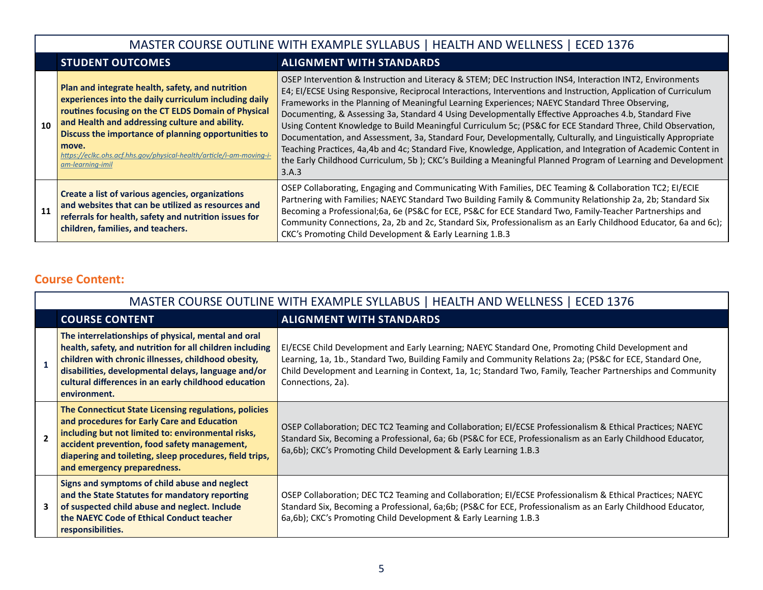| | MASTER COURSE OUTLINE WITH EXAMPLE SYLLABUS \| HEALTH AND WELLNESS \| ECED 1376 | |
|---|---|---|
| | **STUDENT OUTCOMES** | **ALIGNMENT WITH STANDARDS** |
| 10 | **Plan and integrate health, safety, and nutrition experiences into the daily curriculum including daily routines focusing on the CT ELDS Domain of Physical and Health and addressing culture and ability. Discuss the importance of planning opportunities to move.** *https://eclkc.ohs.acf.hhs.gov/physical-health/article/i-am-moving-i-am-learning-imil* | OSEP Intervention & Instruction and Literacy & STEM; DEC Instruction INS4, Interaction INT2, Environments E4; EI/ECSE Using Responsive, Reciprocal Interactions, Interventions and Instruction, Application of Curriculum Frameworks in the Planning of Meaningful Learning Experiences; NAEYC Standard Three Observing, Documenting, & Assessing 3a, Standard 4 Using Developmentally Effective Approaches 4.b, Standard Five Using Content Knowledge to Build Meaningful Curriculum 5c; (PS&C for ECE Standard Three, Child Observation, Documentation, and Assessment, 3a, Standard Four, Developmentally, Culturally, and Linguistically Appropriate Teaching Practices, 4a,4b and 4c; Standard Five, Knowledge, Application, and Integration of Academic Content in the Early Childhood Curriculum, 5b ); CKC's Building a Meaningful Planned Program of Learning and Development 3.A.3 |
| 11 | **Create a list of various agencies, organizations and websites that can be utilized as resources and referrals for health, safety and nutrition issues for children, families, and teachers.** | OSEP Collaborating, Engaging and Communicating With Families, DEC Teaming & Collaboration TC2; EI/ECIE Partnering with Families; NAEYC Standard Two Building Family & Community Relationship 2a, 2b; Standard Six Becoming a Professional;6a, 6e (PS&C for ECE, PS&C for ECE Standard Two, Family-Teacher Partnerships and Community Connections, 2a, 2b and 2c, Standard Six, Professionalism as an Early Childhood Educator, 6a and 6c); CKC's Promoting Child Development & Early Learning 1.B.3 |

## Course Content:

| | MASTER COURSE OUTLINE WITH EXAMPLE SYLLABUS \| HEALTH AND WELLNESS \| ECED 1376 | |
|---|---|---|
| | **COURSE CONTENT** | **ALIGNMENT WITH STANDARDS** |
| 1 | **The interrelationships of physical, mental and oral health, safety, and nutrition for all children including children with chronic illnesses, childhood obesity, disabilities, developmental delays, language and/or cultural differences in an early childhood education environment.** | EI/ECSE Child Development and Early Learning; NAEYC Standard One, Promoting Child Development and Learning, 1a, 1b., Standard Two, Building Family and Community Relations 2a; (PS&C for ECE, Standard One, Child Development and Learning in Context, 1a, 1c; Standard Two, Family, Teacher Partnerships and Community Connections, 2a). |
| 2 | **The Connecticut State Licensing regulations, policies and procedures for Early Care and Education including but not limited to: environmental risks, accident prevention, food safety management, diapering and toileting, sleep procedures, field trips, and emergency preparedness.** | OSEP Collaboration; DEC TC2 Teaming and Collaboration; EI/ECSE Professionalism & Ethical Practices; NAEYC Standard Six, Becoming a Professional, 6a; 6b (PS&C for ECE, Professionalism as an Early Childhood Educator, 6a,6b); CKC's Promoting Child Development & Early Learning 1.B.3 |
| 3 | **Signs and symptoms of child abuse and neglect and the State Statutes for mandatory reporting of suspected child abuse and neglect. Include the NAEYC Code of Ethical Conduct teacher responsibilities.** | OSEP Collaboration; DEC TC2 Teaming and Collaboration; EI/ECSE Professionalism & Ethical Practices; NAEYC Standard Six, Becoming a Professional, 6a;6b; (PS&C for ECE, Professionalism as an Early Childhood Educator, 6a,6b); CKC's Promoting Child Development & Early Learning 1.B.3 |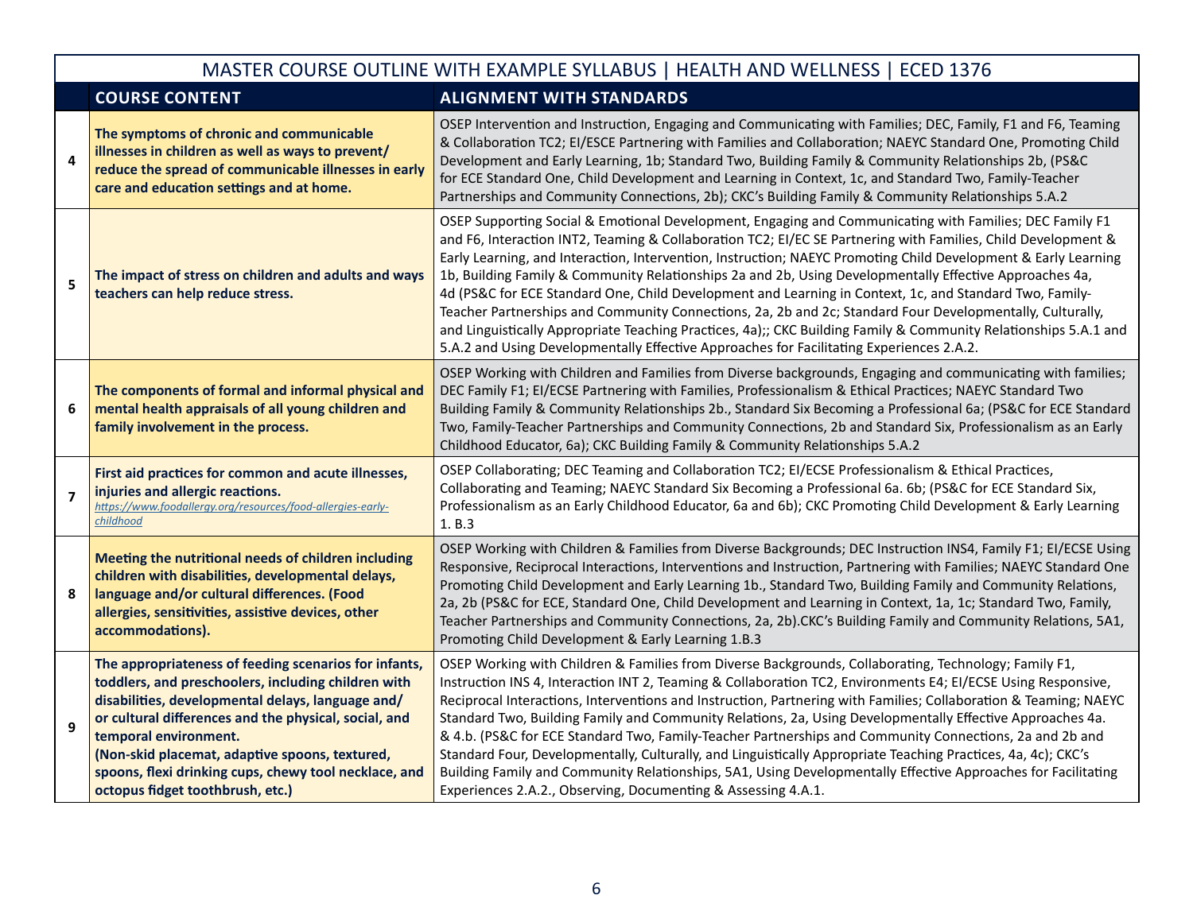| | MASTER COURSE OUTLINE WITH EXAMPLE SYLLABUS \| HEALTH AND WELLNESS \| ECED 1376 | |
|---|---|---|
| | **COURSE CONTENT** | **ALIGNMENT WITH STANDARDS** |
| 4 | **The symptoms of chronic and communicable illnesses in children as well as ways to prevent/ reduce the spread of communicable illnesses in early care and education settings and at home.** | OSEP Intervention and Instruction, Engaging and Communicating with Families; DEC, Family, F1 and F6, Teaming & Collaboration TC2; EI/ESCE Partnering with Families and Collaboration; NAEYC Standard One, Promoting Child Development and Early Learning, 1b; Standard Two, Building Family & Community Relationships 2b, (PS&C for ECE Standard One, Child Development and Learning in Context, 1c, and Standard Two, Family-Teacher Partnerships and Community Connections, 2b); CKC's Building Family & Community Relationships 5.A.2 |
| 5 | **The impact of stress on children and adults and ways teachers can help reduce stress.** | OSEP Supporting Social & Emotional Development, Engaging and Communicating with Families; DEC Family F1 and F6, Interaction INT2, Teaming & Collaboration TC2; EI/EC SE Partnering with Families, Child Development & Early Learning, and Interaction, Intervention, Instruction; NAEYC Promoting Child Development & Early Learning 1b, Building Family & Community Relationships 2a and 2b, Using Developmentally Effective Approaches 4a, 4d (PS&C for ECE Standard One, Child Development and Learning in Context, 1c, and Standard Two, Family-Teacher Partnerships and Community Connections, 2a, 2b and 2c; Standard Four Developmentally, Culturally, and Linguistically Appropriate Teaching Practices, 4a);; CKC Building Family & Community Relationships 5.A.1 and 5.A.2 and Using Developmentally Effective Approaches for Facilitating Experiences 2.A.2. |
| 6 | **The components of formal and informal physical and mental health appraisals of all young children and family involvement in the process.** | OSEP Working with Children and Families from Diverse backgrounds, Engaging and communicating with families; DEC Family F1; EI/ECSE Partnering with Families, Professionalism & Ethical Practices; NAEYC Standard Two Building Family & Community Relationships 2b., Standard Six Becoming a Professional 6a; (PS&C for ECE Standard Two, Family-Teacher Partnerships and Community Connections, 2b and Standard Six, Professionalism as an Early Childhood Educator, 6a); CKC Building Family & Community Relationships 5.A.2 |
| 7 | **First aid practices for common and acute illnesses, injuries and allergic reactions.** *https://www.foodallergy.org/resources/food-allergies-early-childhood* | OSEP Collaborating; DEC Teaming and Collaboration TC2; EI/ECSE Professionalism & Ethical Practices, Collaborating and Teaming; NAEYC Standard Six Becoming a Professional 6a. 6b; (PS&C for ECE Standard Six, Professionalism as an Early Childhood Educator, 6a and 6b); CKC Promoting Child Development & Early Learning 1. B.3 |
| 8 | **Meeting the nutritional needs of children including children with disabilities, developmental delays, language and/or cultural differences. (Food allergies, sensitivities, assistive devices, other accommodations).** | OSEP Working with Children & Families from Diverse Backgrounds; DEC Instruction INS4, Family F1; EI/ECSE Using Responsive, Reciprocal Interactions, Interventions and Instruction, Partnering with Families; NAEYC Standard One Promoting Child Development and Early Learning 1b., Standard Two, Building Family and Community Relations, 2a, 2b (PS&C for ECE, Standard One, Child Development and Learning in Context, 1a, 1c; Standard Two, Family, Teacher Partnerships and Community Connections, 2a, 2b).CKC's Building Family and Community Relations, 5A1, Promoting Child Development & Early Learning 1.B.3 |
| 9 | **The appropriateness of feeding scenarios for infants, toddlers, and preschoolers, including children with disabilities, developmental delays, language and/ or cultural differences and the physical, social, and temporal environment. (Non-skid placemat, adaptive spoons, textured, spoons, flexi drinking cups, chewy tool necklace, and octopus fidget toothbrush, etc.)** | OSEP Working with Children & Families from Diverse Backgrounds, Collaborating, Technology; Family F1, Instruction INS 4, Interaction INT 2, Teaming & Collaboration TC2, Environments E4; EI/ECSE Using Responsive, Reciprocal Interactions, Interventions and Instruction, Partnering with Families; Collaboration & Teaming; NAEYC Standard Two, Building Family and Community Relations, 2a, Using Developmentally Effective Approaches 4a. & 4.b. (PS&C for ECE Standard Two, Family-Teacher Partnerships and Community Connections, 2a and 2b and Standard Four, Developmentally, Culturally, and Linguistically Appropriate Teaching Practices, 4a, 4c); CKC's Building Family and Community Relationships, 5A1, Using Developmentally Effective Approaches for Facilitating Experiences 2.A.2., Observing, Documenting & Assessing 4.A.1. |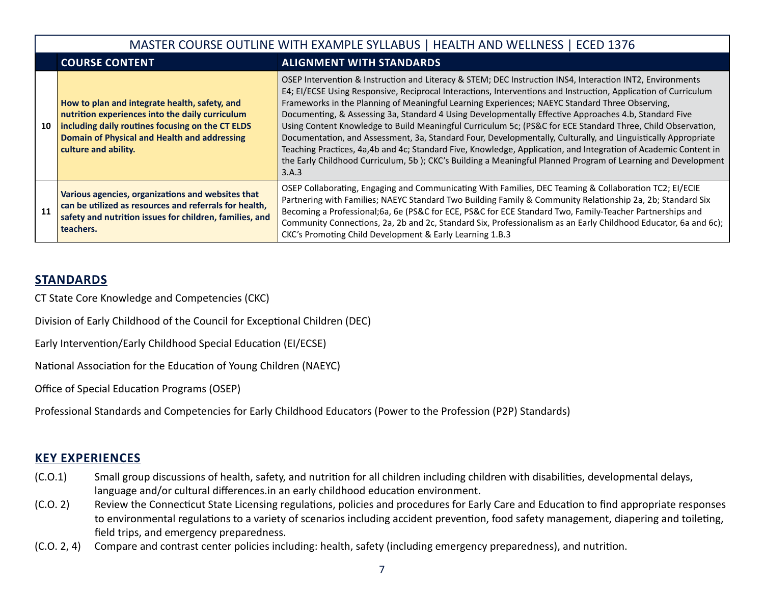| MASTER COURSE OUTLINE WITH EXAMPLE SYLLABUS \| HEALTH AND WELLNESS \| ECED 1376 | | |
|---|---|---|
| | **COURSE CONTENT** | **ALIGNMENT WITH STANDARDS** |
| 10 | **How to plan and integrate health, safety, and nutrition experiences into the daily curriculum including daily routines focusing on the CT ELDS Domain of Physical and Health and addressing culture and ability.** | OSEP Intervention & Instruction and Literacy & STEM; DEC Instruction INS4, Interaction INT2, Environments E4; EI/ECSE Using Responsive, Reciprocal Interactions, Interventions and Instruction, Application of Curriculum Frameworks in the Planning of Meaningful Learning Experiences; NAEYC Standard Three Observing, Documenting, & Assessing 3a, Standard 4 Using Developmentally Effective Approaches 4.b, Standard Five Using Content Knowledge to Build Meaningful Curriculum 5c; (PS&C for ECE Standard Three, Child Observation, Documentation, and Assessment, 3a, Standard Four, Developmentally, Culturally, and Linguistically Appropriate Teaching Practices, 4a,4b and 4c; Standard Five, Knowledge, Application, and Integration of Academic Content in the Early Childhood Curriculum, 5b ); CKC's Building a Meaningful Planned Program of Learning and Development 3.A.3 |
| 11 | **Various agencies, organizations and websites that can be utilized as resources and referrals for health, safety and nutrition issues for children, families, and teachers.** | OSEP Collaborating, Engaging and Communicating With Families, DEC Teaming & Collaboration TC2; EI/ECIE Partnering with Families; NAEYC Standard Two Building Family & Community Relationship 2a, 2b; Standard Six Becoming a Professional;6a, 6e (PS&C for ECE, PS&C for ECE Standard Two, Family-Teacher Partnerships and Community Connections, 2a, 2b and 2c, Standard Six, Professionalism as an Early Childhood Educator, 6a and 6c); CKC's Promoting Child Development & Early Learning 1.B.3 |

## STANDARDS

CT State Core Knowledge and Competencies (CKC)

Division of Early Childhood of the Council for Exceptional Children (DEC)

Early Intervention/Early Childhood Special Education (EI/ECSE)

National Association for the Education of Young Children (NAEYC)

Office of Special Education Programs (OSEP)

Professional Standards and Competencies for Early Childhood Educators (Power to the Profession (P2P) Standards)

## KEY EXPERIENCES

(C.O.1) Small group discussions of health, safety, and nutrition for all children including children with disabilities, developmental delays, language and/or cultural differences.in an early childhood education environment.

(C.O. 2) Review the Connecticut State Licensing regulations, policies and procedures for Early Care and Education to find appropriate responses to environmental regulations to a variety of scenarios including accident prevention, food safety management, diapering and toileting, field trips, and emergency preparedness.

(C.O. 2, 4) Compare and contrast center policies including: health, safety (including emergency preparedness), and nutrition.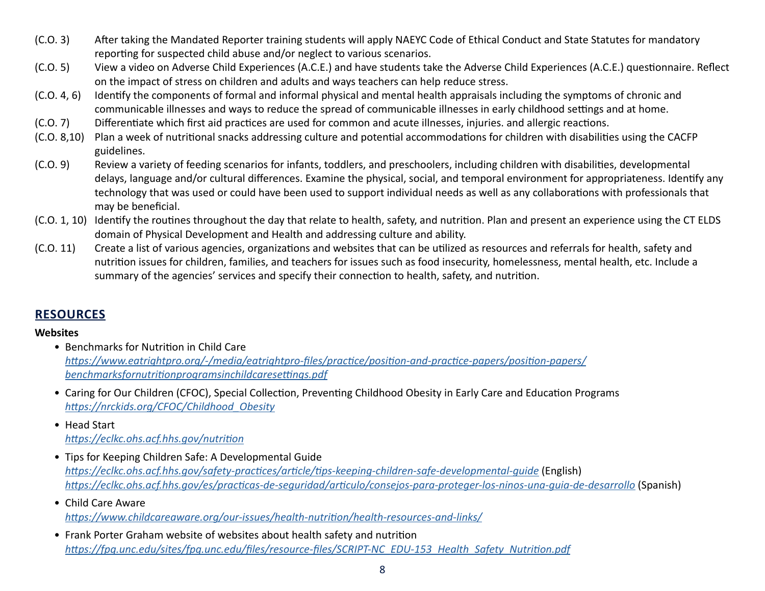(C.O. 3) After taking the Mandated Reporter training students will apply NAEYC Code of Ethical Conduct and State Statutes for mandatory reporting for suspected child abuse and/or neglect to various scenarios.

(C.O. 5) View a video on Adverse Child Experiences (A.C.E.) and have students take the Adverse Child Experiences (A.C.E.) questionnaire. Reflect on the impact of stress on children and adults and ways teachers can help reduce stress.

(C.O. 4, 6) Identify the components of formal and informal physical and mental health appraisals including the symptoms of chronic and communicable illnesses and ways to reduce the spread of communicable illnesses in early childhood settings and at home.

(C.O. 7) Differentiate which first aid practices are used for common and acute illnesses, injuries. and allergic reactions.

(C.O. 8,10) Plan a week of nutritional snacks addressing culture and potential accommodations for children with disabilities using the CACFP guidelines.

(C.O. 9) Review a variety of feeding scenarios for infants, toddlers, and preschoolers, including children with disabilities, developmental delays, language and/or cultural differences. Examine the physical, social, and temporal environment for appropriateness. Identify any technology that was used or could have been used to support individual needs as well as any collaborations with professionals that may be beneficial.

(C.O. 1, 10) Identify the routines throughout the day that relate to health, safety, and nutrition. Plan and present an experience using the CT ELDS domain of Physical Development and Health and addressing culture and ability.

(C.O. 11) Create a list of various agencies, organizations and websites that can be utilized as resources and referrals for health, safety and nutrition issues for children, families, and teachers for issues such as food insecurity, homelessness, mental health, etc. Include a summary of the agencies' services and specify their connection to health, safety, and nutrition.

## RESOURCES

**Websites**

- Benchmarks for Nutrition in Child Care
  *https://www.eatrightpro.org/-/media/eatrightpro-files/practice/position-and-practice-papers/position-papers/benchmarksfornutritionprogramsinchildcaresettings.pdf*
- Caring for Our Children (CFOC), Special Collection, Preventing Childhood Obesity in Early Care and Education Programs
  *https://nrckids.org/CFOC/Childhood_Obesity*
- Head Start
  *https://eclkc.ohs.acf.hhs.gov/nutrition*
- Tips for Keeping Children Safe: A Developmental Guide
  *https://eclkc.ohs.acf.hhs.gov/safety-practices/article/tips-keeping-children-safe-developmental-guide* (English)
  *https://eclkc.ohs.acf.hhs.gov/es/practicas-de-seguridad/articulo/consejos-para-proteger-los-ninos-una-guia-de-desarrollo* (Spanish)
- Child Care Aware
  *https://www.childcareaware.org/our-issues/health-nutrition/health-resources-and-links/*
- Frank Porter Graham website of websites about health safety and nutrition
  *https://fpg.unc.edu/sites/fpg.unc.edu/files/resource-files/SCRIPT-NC_EDU-153_Health_Safety_Nutrition.pdf*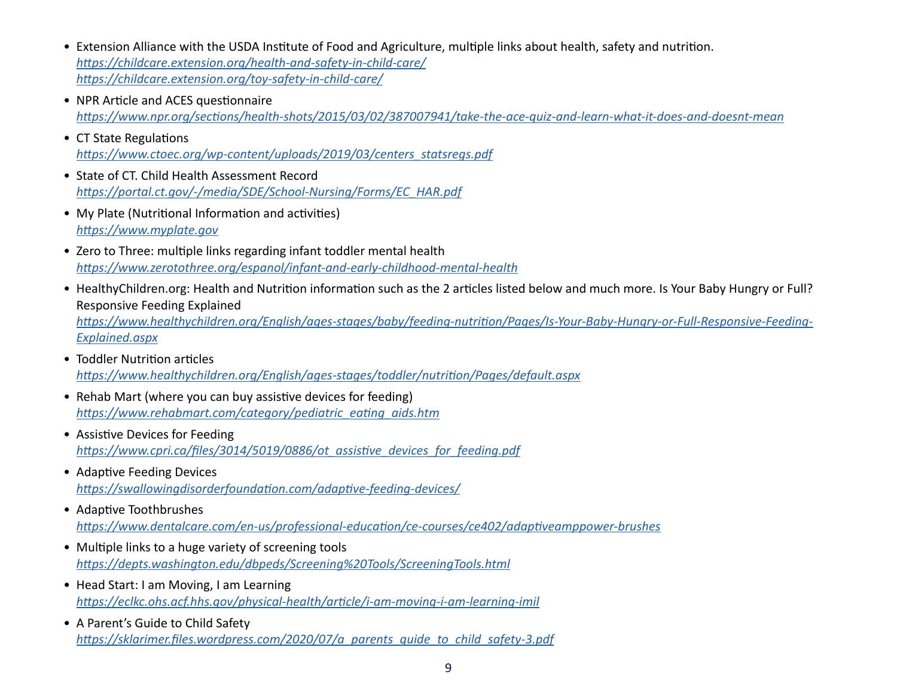- Extension Alliance with the USDA Institute of Food and Agriculture, multiple links about health, safety and nutrition.
  *https://childcare.extension.org/health-and-safety-in-child-care/*
  *https://childcare.extension.org/toy-safety-in-child-care/*
- NPR Article and ACES questionnaire
  *https://www.npr.org/sections/health-shots/2015/03/02/387007941/take-the-ace-quiz-and-learn-what-it-does-and-doesnt-mean*
- CT State Regulations
  *https://www.ctoec.org/wp-content/uploads/2019/03/centers_statsregs.pdf*
- State of CT. Child Health Assessment Record
  *https://portal.ct.gov/-/media/SDE/School-Nursing/Forms/EC_HAR.pdf*
- My Plate (Nutritional Information and activities)
  *https://www.myplate.gov*
- Zero to Three: multiple links regarding infant toddler mental health
  *https://www.zerotothree.org/espanol/infant-and-early-childhood-mental-health*
- HealthyChildren.org: Health and Nutrition information such as the 2 articles listed below and much more. Is Your Baby Hungry or Full? Responsive Feeding Explained
  *https://www.healthychildren.org/English/ages-stages/baby/feeding-nutrition/Pages/Is-Your-Baby-Hungry-or-Full-Responsive-Feeding-Explained.aspx*
- Toddler Nutrition articles
  *https://www.healthychildren.org/English/ages-stages/toddler/nutrition/Pages/default.aspx*
- Rehab Mart (where you can buy assistive devices for feeding)
  *https://www.rehabmart.com/category/pediatric_eating_aids.htm*
- Assistive Devices for Feeding
  *https://www.cpri.ca/files/3014/5019/0886/ot_assistive_devices_for_feeding.pdf*
- Adaptive Feeding Devices
  *https://swallowingdisorderfoundation.com/adaptive-feeding-devices/*
- Adaptive Toothbrushes
  *https://www.dentalcare.com/en-us/professional-education/ce-courses/ce402/adaptiveamppower-brushes*
- Multiple links to a huge variety of screening tools
  *https://depts.washington.edu/dbpeds/Screening%20Tools/ScreeningTools.html*
- Head Start: I am Moving, I am Learning
  *https://eclkc.ohs.acf.hhs.gov/physical-health/article/i-am-moving-i-am-learning-imil*
- A Parent's Guide to Child Safety
  *https://sklarimer.files.wordpress.com/2020/07/a_parents_guide_to_child_safety-3.pdf*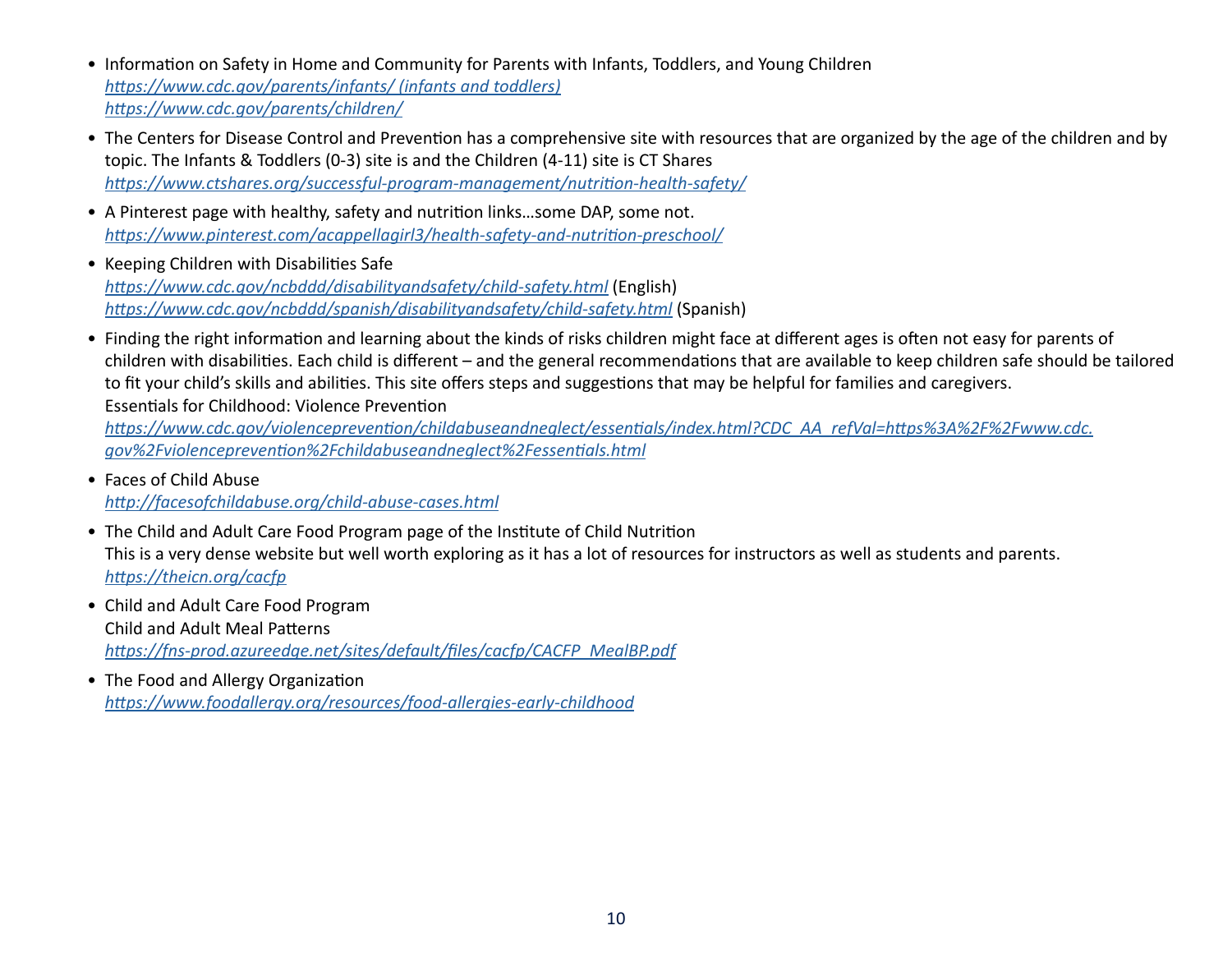- Information on Safety in Home and Community for Parents with Infants, Toddlers, and Young Children
  *https://www.cdc.gov/parents/infants/ (infants and toddlers)*
  *https://www.cdc.gov/parents/children/*
- The Centers for Disease Control and Prevention has a comprehensive site with resources that are organized by the age of the children and by topic. The Infants & Toddlers (0-3) site is and the Children (4-11) site is CT Shares
  *https://www.ctshares.org/successful-program-management/nutrition-health-safety/*
- A Pinterest page with healthy, safety and nutrition links…some DAP, some not.
  *https://www.pinterest.com/acappellagirl3/health-safety-and-nutrition-preschool/*
- Keeping Children with Disabilities Safe
  *https://www.cdc.gov/ncbddd/disabilityandsafety/child-safety.html* (English)
  *https://www.cdc.gov/ncbddd/spanish/disabilityandsafety/child-safety.html* (Spanish)
- Finding the right information and learning about the kinds of risks children might face at different ages is often not easy for parents of children with disabilities. Each child is different – and the general recommendations that are available to keep children safe should be tailored to fit your child's skills and abilities. This site offers steps and suggestions that may be helpful for families and caregivers.
  Essentials for Childhood: Violence Prevention
  *https://www.cdc.gov/violenceprevention/childabuseandneglect/essentials/index.html?CDC_AA_refVal=https%3A%2F%2Fwww.cdc.gov%2Fviolenceprevention%2Fchildabuseandneglect%2Fessentials.html*
- Faces of Child Abuse
  *http://facesofchildabuse.org/child-abuse-cases.html*
- The Child and Adult Care Food Program page of the Institute of Child Nutrition
  This is a very dense website but well worth exploring as it has a lot of resources for instructors as well as students and parents.
  *https://theicn.org/cacfp*
- Child and Adult Care Food Program
  Child and Adult Meal Patterns
  *https://fns-prod.azureedge.net/sites/default/files/cacfp/CACFP_MealBP.pdf*
- The Food and Allergy Organization
  *https://www.foodallergy.org/resources/food-allergies-early-childhood*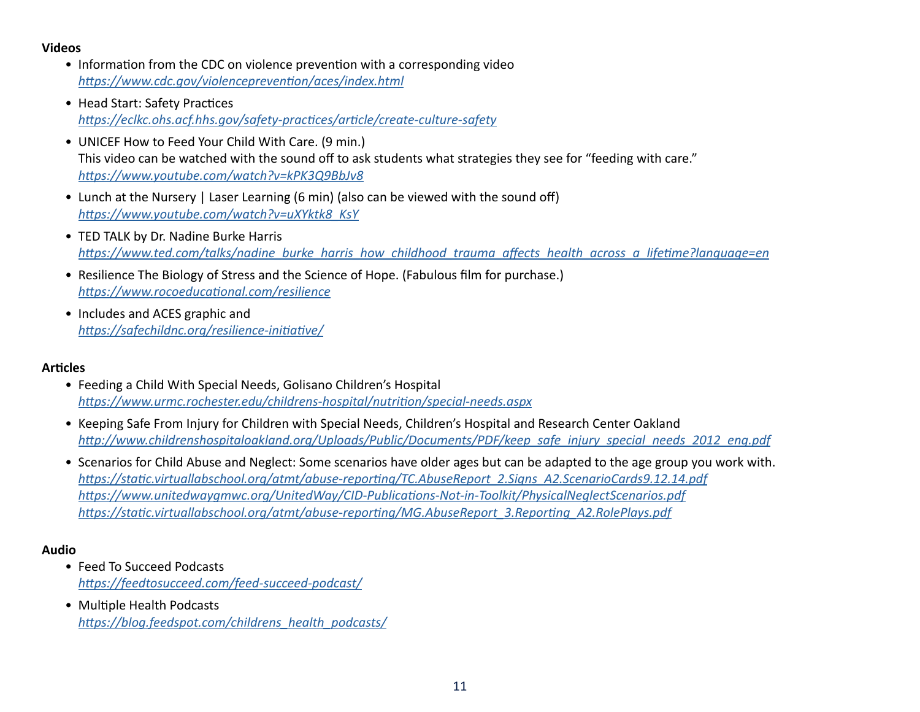**Videos**

- Information from the CDC on violence prevention with a corresponding video
  *https://www.cdc.gov/violenceprevention/aces/index.html*
- Head Start: Safety Practices
  *https://eclkc.ohs.acf.hhs.gov/safety-practices/article/create-culture-safety*
- UNICEF How to Feed Your Child With Care. (9 min.)
  This video can be watched with the sound off to ask students what strategies they see for "feeding with care."
  *https://www.youtube.com/watch?v=kPK3Q9BbJv8*
- Lunch at the Nursery | Laser Learning (6 min) (also can be viewed with the sound off)
  *https://www.youtube.com/watch?v=uXYktk8_KsY*
- TED TALK by Dr. Nadine Burke Harris
  *https://www.ted.com/talks/nadine_burke_harris_how_childhood_trauma_affects_health_across_a_lifetime?language=en*
- Resilience The Biology of Stress and the Science of Hope. (Fabulous film for purchase.)
  *https://www.rocoeducational.com/resilience*
- Includes and ACES graphic and
  *https://safechildnc.org/resilience-initiative/*

**Articles**

- Feeding a Child With Special Needs, Golisano Children's Hospital
  *https://www.urmc.rochester.edu/childrens-hospital/nutrition/special-needs.aspx*
- Keeping Safe From Injury for Children with Special Needs, Children's Hospital and Research Center Oakland
  *http://www.childrenshospitaloakland.org/Uploads/Public/Documents/PDF/keep_safe_injury_special_needs_2012_eng.pdf*
- Scenarios for Child Abuse and Neglect: Some scenarios have older ages but can be adapted to the age group you work with.
  *https://static.virtuallabschool.org/atmt/abuse-reporting/TC.AbuseReport_2.Signs_A2.ScenarioCards9.12.14.pdf*
  *https://www.unitedwaygmwc.org/UnitedWay/CID-Publications-Not-in-Toolkit/PhysicalNeglectScenarios.pdf*
  *https://static.virtuallabschool.org/atmt/abuse-reporting/MG.AbuseReport_3.Reporting_A2.RolePlays.pdf*

**Audio**

- Feed To Succeed Podcasts
  *https://feedtosucceed.com/feed-succeed-podcast/*
- Multiple Health Podcasts
  *https://blog.feedspot.com/childrens_health_podcasts/*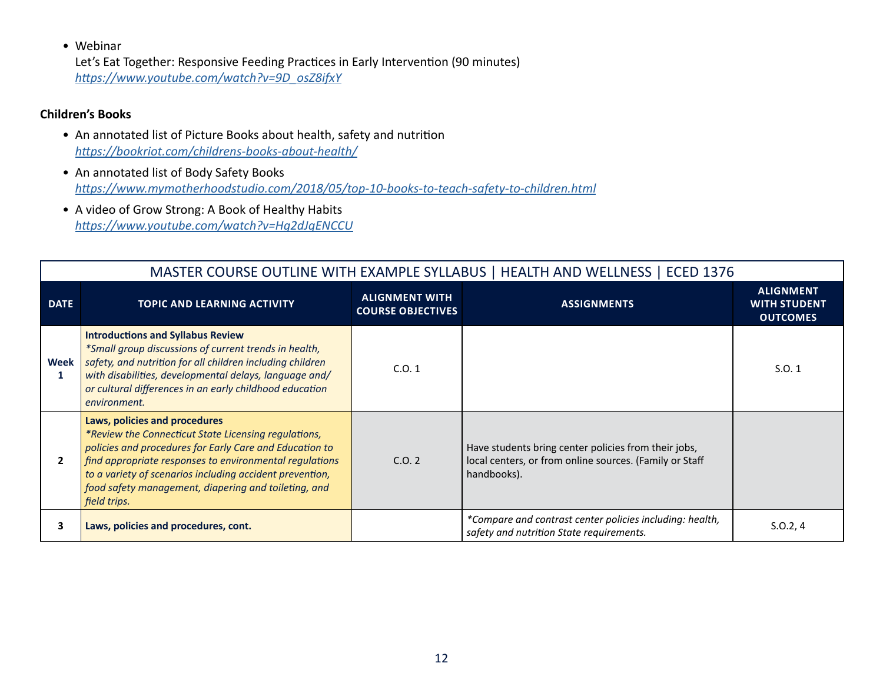- Webinar
  Let's Eat Together: Responsive Feeding Practices in Early Intervention (90 minutes)
  *https://www.youtube.com/watch?v=9D_osZ8ifxY*

**Children's Books**

- An annotated list of Picture Books about health, safety and nutrition
  *https://bookriot.com/childrens-books-about-health/*
- An annotated list of Body Safety Books
  *https://www.mymotherhoodstudio.com/2018/05/top-10-books-to-teach-safety-to-children.html*
- A video of Grow Strong: A Book of Healthy Habits
  *https://www.youtube.com/watch?v=Hq2dJqENCCU*

MASTER COURSE OUTLINE WITH EXAMPLE SYLLABUS | HEALTH AND WELLNESS | ECED 1376

| DATE | TOPIC AND LEARNING ACTIVITY | ALIGNMENT WITH COURSE OBJECTIVES | ASSIGNMENTS | ALIGNMENT WITH STUDENT OUTCOMES |
|---|---|---|---|---|
| **Week 1** | **Introductions and Syllabus Review** *\*Small group discussions of current trends in health, safety, and nutrition for all children including children with disabilities, developmental delays, language and/ or cultural differences in an early childhood education environment.* | C.O. 1 | | S.O. 1 |
| **2** | **Laws, policies and procedures** *\*Review the Connecticut State Licensing regulations, policies and procedures for Early Care and Education to find appropriate responses to environmental regulations to a variety of scenarios including accident prevention, food safety management, diapering and toileting, and field trips.* | C.O. 2 | Have students bring center policies from their jobs, local centers, or from online sources. (Family or Staff handbooks). | |
| **3** | **Laws, policies and procedures, cont.** | | *\*Compare and contrast center policies including: health, safety and nutrition State requirements.* | S.O.2, 4 |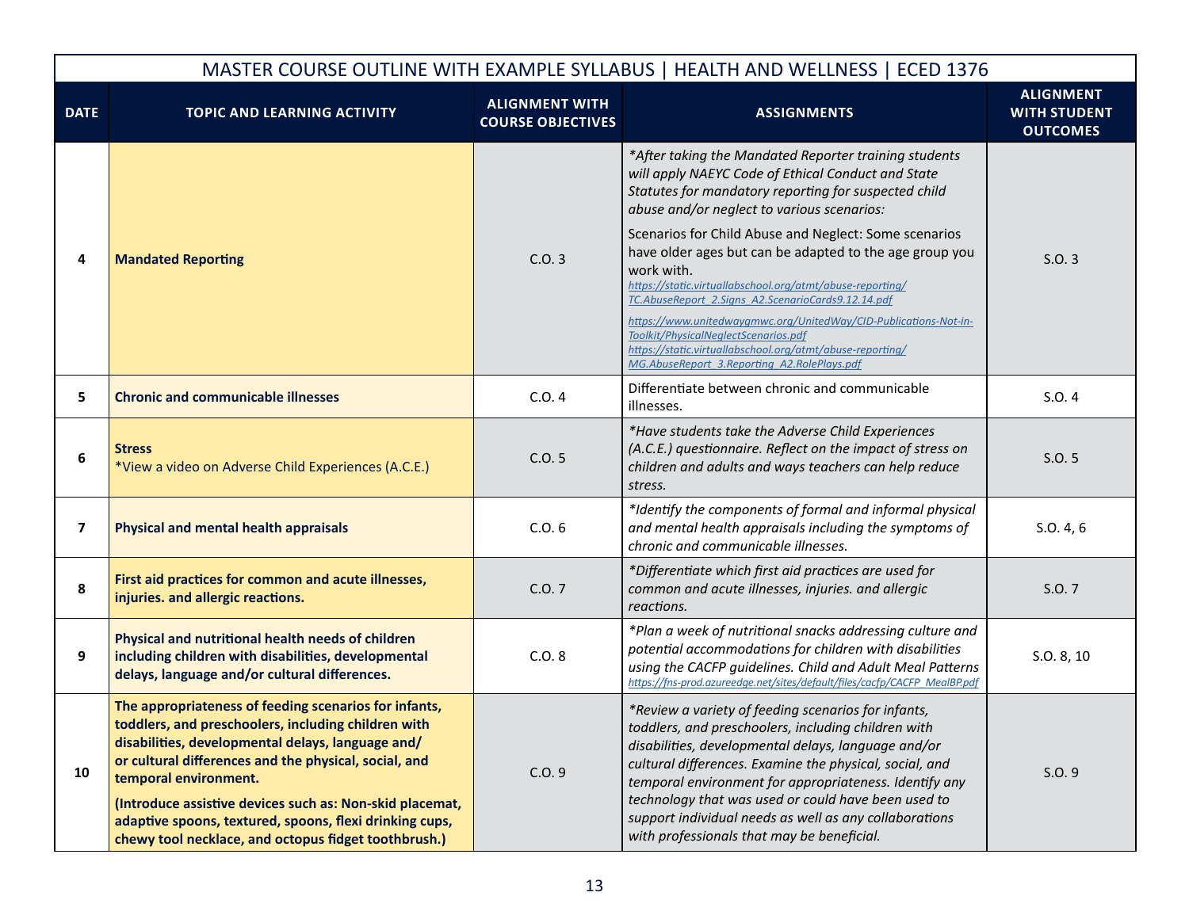| MASTER COURSE OUTLINE WITH EXAMPLE SYLLABUS \| HEALTH AND WELLNESS \| ECED 1376 | | | | |
|---|---|---|---|---|
| **DATE** | **TOPIC AND LEARNING ACTIVITY** | **ALIGNMENT WITH COURSE OBJECTIVES** | **ASSIGNMENTS** | **ALIGNMENT WITH STUDENT OUTCOMES** |
| 4 | **Mandated Reporting** | C.O. 3 | *\*After taking the Mandated Reporter training students will apply NAEYC Code of Ethical Conduct and State Statutes for mandatory reporting for suspected child abuse and/or neglect to various scenarios:* <br><br> Scenarios for Child Abuse and Neglect: Some scenarios have older ages but can be adapted to the age group you work with. <br> https://static.virtuallabschool.org/atmt/abuse-reporting/TC.AbuseReport_2.Signs_A2.ScenarioCards9.12.14.pdf <br> https://www.unitedwaygmwc.org/UnitedWay/CID-Publications-Not-in-Toolkit/PhysicalNeglectScenarios.pdf <br> https://static.virtuallabschool.org/atmt/abuse-reporting/MG.AbuseReport_3.Reporting_A2.RolePlays.pdf | S.O. 3 |
| 5 | **Chronic and communicable illnesses** | C.O. 4 | Differentiate between chronic and communicable illnesses. | S.O. 4 |
| 6 | **Stress** <br> \*View a video on Adverse Child Experiences (A.C.E.) | C.O. 5 | *\*Have students take the Adverse Child Experiences (A.C.E.) questionnaire. Reflect on the impact of stress on children and adults and ways teachers can help reduce stress.* | S.O. 5 |
| 7 | **Physical and mental health appraisals** | C.O. 6 | *\*Identify the components of formal and informal physical and mental health appraisals including the symptoms of chronic and communicable illnesses.* | S.O. 4, 6 |
| 8 | **First aid practices for common and acute illnesses, injuries. and allergic reactions.** | C.O. 7 | *\*Differentiate which first aid practices are used for common and acute illnesses, injuries. and allergic reactions.* | S.O. 7 |
| 9 | **Physical and nutritional health needs of children including children with disabilities, developmental delays, language and/or cultural differences.** | C.O. 8 | *\*Plan a week of nutritional snacks addressing culture and potential accommodations for children with disabilities using the CACFP guidelines. Child and Adult Meal Patterns* https://fns-prod.azureedge.net/sites/default/files/cacfp/CACFP_MealBP.pdf | S.O. 8, 10 |
| 10 | **The appropriateness of feeding scenarios for infants, toddlers, and preschoolers, including children with disabilities, developmental delays, language and/or cultural differences and the physical, social, and temporal environment.** <br><br> **(Introduce assistive devices such as: Non-skid placemat, adaptive spoons, textured, spoons, flexi drinking cups, chewy tool necklace, and octopus fidget toothbrush.)** | C.O. 9 | *\*Review a variety of feeding scenarios for infants, toddlers, and preschoolers, including children with disabilities, developmental delays, language and/or cultural differences. Examine the physical, social, and temporal environment for appropriateness. Identify any technology that was used or could have been used to support individual needs as well as any collaborations with professionals that may be beneficial.* | S.O. 9 |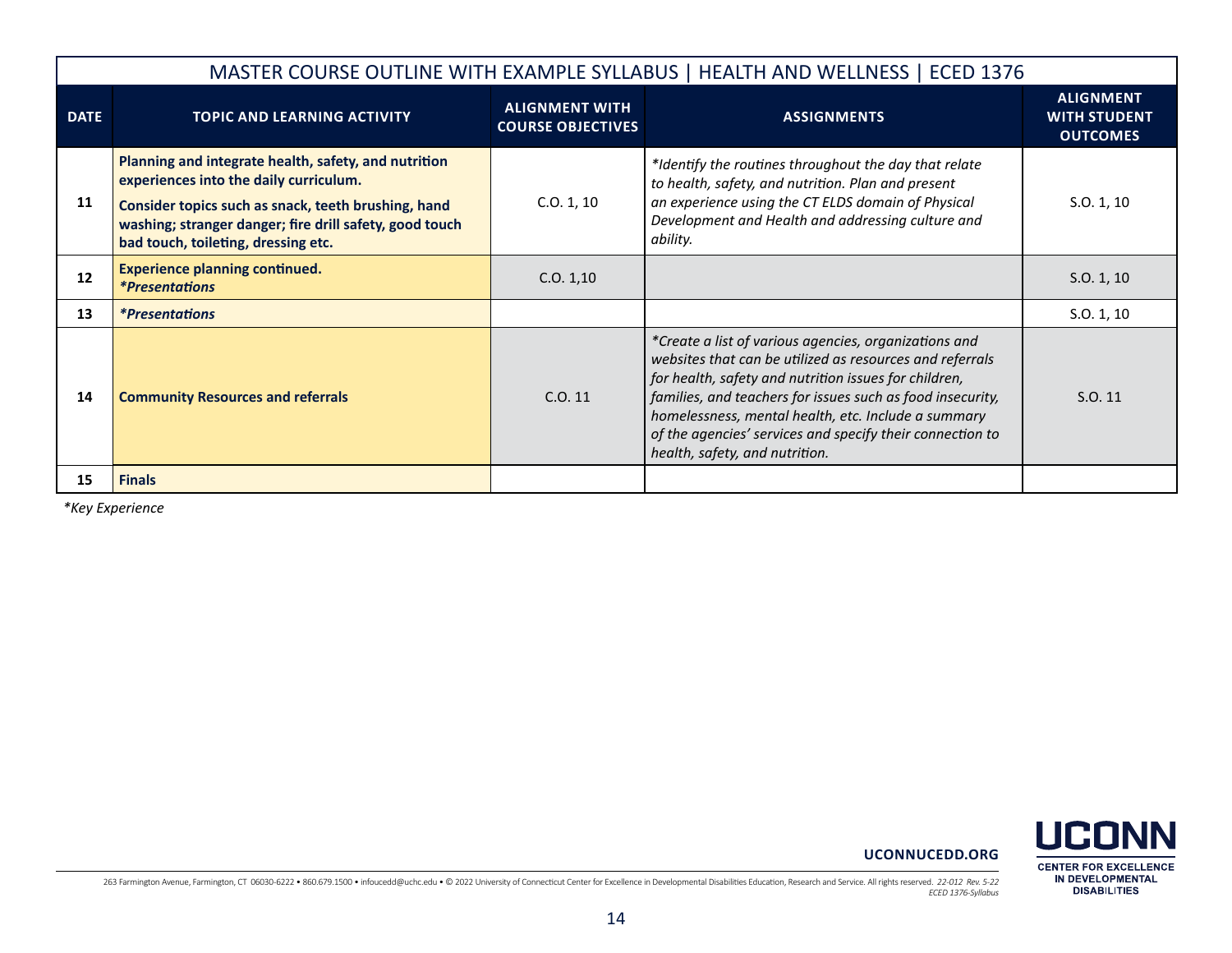## MASTER COURSE OUTLINE WITH EXAMPLE SYLLABUS | HEALTH AND WELLNESS | ECED 1376

| DATE | TOPIC AND LEARNING ACTIVITY | ALIGNMENT WITH COURSE OBJECTIVES | ASSIGNMENTS | ALIGNMENT WITH STUDENT OUTCOMES |
|---|---|---|---|---|
| 11 | **Planning and integrate health, safety, and nutrition experiences into the daily curriculum.** **Consider topics such as snack, teeth brushing, hand washing; stranger danger; fire drill safety, good touch bad touch, toileting, dressing etc.** | C.O. 1, 10 | *\*Identify the routines throughout the day that relate to health, safety, and nutrition. Plan and present an experience using the CT ELDS domain of Physical Development and Health and addressing culture and ability.* | S.O. 1, 10 |
| 12 | **Experience planning continued.** ***\*Presentations*** | C.O. 1,10 | | S.O. 1, 10 |
| 13 | ***\*Presentations*** | | | S.O. 1, 10 |
| 14 | **Community Resources and referrals** | C.O. 11 | *\*Create a list of various agencies, organizations and websites that can be utilized as resources and referrals for health, safety and nutrition issues for children, families, and teachers for issues such as food insecurity, homelessness, mental health, etc. Include a summary of the agencies' services and specify their connection to health, safety, and nutrition.* | S.O. 11 |
| 15 | **Finals** | | | |

*\*Key Experience*

UCONNUCEDD.ORG

UCONN CENTER FOR EXCELLENCE IN DEVELOPMENTAL DISABILITIES

263 Farmington Avenue, Farmington, CT 06030-6222 • 860.679.1500 • infoucedd@uchc.edu • © 2022 University of Connecticut Center for Excellence in Developmental Disabilities Education, Research and Service. All rights reserved. *22-012 Rev. 5-22 ECED 1376-Syllabus*